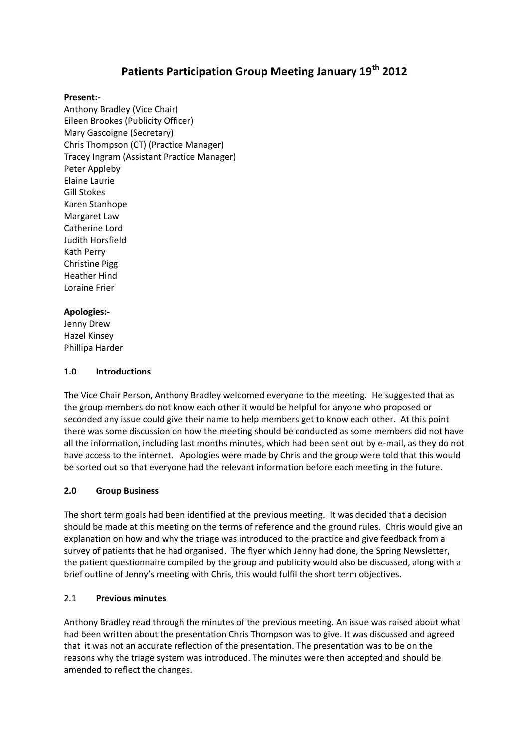# Patients Participation Group Meeting January 19th 2012

**Present:-**

Anthony Bradley (Vice Chair)
Eileen Brookes (Publicity Officer)
Mary Gascoigne (Secretary)
Chris Thompson (CT) (Practice Manager)
Tracey Ingram (Assistant Practice Manager)
Peter Appleby
Elaine Laurie
Gill Stokes
Karen Stanhope
Margaret Law
Catherine Lord
Judith Horsfield
Kath Perry
Christine Pigg
Heather Hind
Loraine Frier

**Apologies:-**

Jenny Drew
Hazel Kinsey
Phillipa Harder

## 1.0 Introductions

The Vice Chair Person, Anthony Bradley welcomed everyone to the meeting. He suggested that as the group members do not know each other it would be helpful for anyone who proposed or seconded any issue could give their name to help members get to know each other. At this point there was some discussion on how the meeting should be conducted as some members did not have all the information, including last months minutes, which had been sent out by e-mail, as they do not have access to the internet. Apologies were made by Chris and the group were told that this would be sorted out so that everyone had the relevant information before each meeting in the future.

## 2.0 Group Business

The short term goals had been identified at the previous meeting. It was decided that a decision should be made at this meeting on the terms of reference and the ground rules. Chris would give an explanation on how and why the triage was introduced to the practice and give feedback from a survey of patients that he had organised. The flyer which Jenny had done, the Spring Newsletter, the patient questionnaire compiled by the group and publicity would also be discussed, along with a brief outline of Jenny's meeting with Chris, this would fulfil the short term objectives.

### 2.1 Previous minutes

Anthony Bradley read through the minutes of the previous meeting. An issue was raised about what had been written about the presentation Chris Thompson was to give. It was discussed and agreed that it was not an accurate reflection of the presentation. The presentation was to be on the reasons why the triage system was introduced. The minutes were then accepted and should be amended to reflect the changes.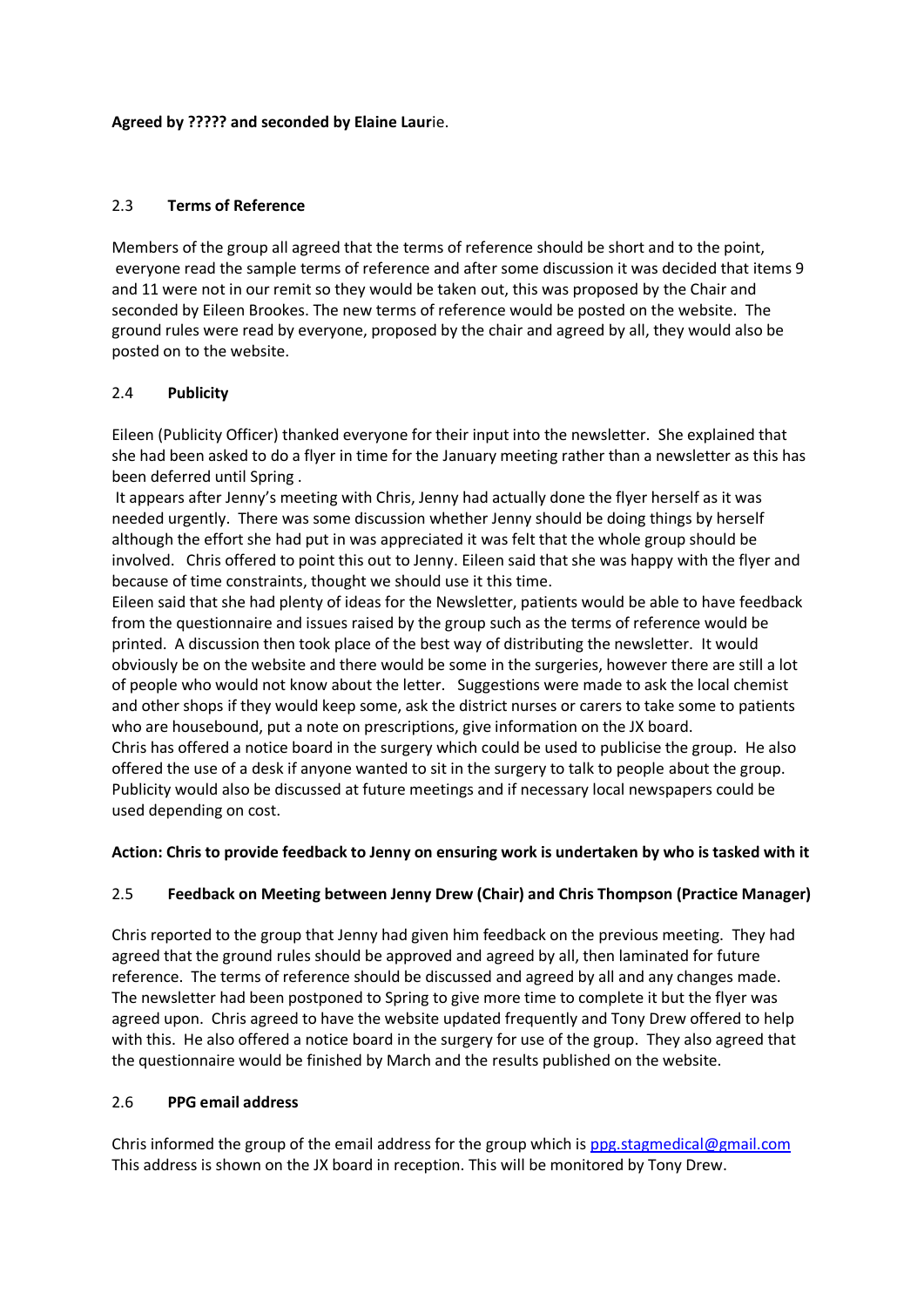**Agreed by ????? and seconded by Elaine Laur**ie.

## 2.3 Terms of Reference

Members of the group all agreed that the terms of reference should be short and to the point, everyone read the sample terms of reference and after some discussion it was decided that items 9 and 11 were not in our remit so they would be taken out, this was proposed by the Chair and seconded by Eileen Brookes. The new terms of reference would be posted on the website. The ground rules were read by everyone, proposed by the chair and agreed by all, they would also be posted on to the website.

## 2.4 Publicity

Eileen (Publicity Officer) thanked everyone for their input into the newsletter. She explained that she had been asked to do a flyer in time for the January meeting rather than a newsletter as this has been deferred until Spring .

It appears after Jenny's meeting with Chris, Jenny had actually done the flyer herself as it was needed urgently. There was some discussion whether Jenny should be doing things by herself although the effort she had put in was appreciated it was felt that the whole group should be involved. Chris offered to point this out to Jenny. Eileen said that she was happy with the flyer and because of time constraints, thought we should use it this time.

Eileen said that she had plenty of ideas for the Newsletter, patients would be able to have feedback from the questionnaire and issues raised by the group such as the terms of reference would be printed. A discussion then took place of the best way of distributing the newsletter. It would obviously be on the website and there would be some in the surgeries, however there are still a lot of people who would not know about the letter. Suggestions were made to ask the local chemist and other shops if they would keep some, ask the district nurses or carers to take some to patients who are housebound, put a note on prescriptions, give information on the JX board.

Chris has offered a notice board in the surgery which could be used to publicise the group. He also offered the use of a desk if anyone wanted to sit in the surgery to talk to people about the group. Publicity would also be discussed at future meetings and if necessary local newspapers could be used depending on cost.

**Action: Chris to provide feedback to Jenny on ensuring work is undertaken by who is tasked with it**

## 2.5 Feedback on Meeting between Jenny Drew (Chair) and Chris Thompson (Practice Manager)

Chris reported to the group that Jenny had given him feedback on the previous meeting. They had agreed that the ground rules should be approved and agreed by all, then laminated for future reference. The terms of reference should be discussed and agreed by all and any changes made. The newsletter had been postponed to Spring to give more time to complete it but the flyer was agreed upon. Chris agreed to have the website updated frequently and Tony Drew offered to help with this. He also offered a notice board in the surgery for use of the group. They also agreed that the questionnaire would be finished by March and the results published on the website.

## 2.6 PPG email address

Chris informed the group of the email address for the group which is ppg.stagmedical@gmail.com This address is shown on the JX board in reception. This will be monitored by Tony Drew.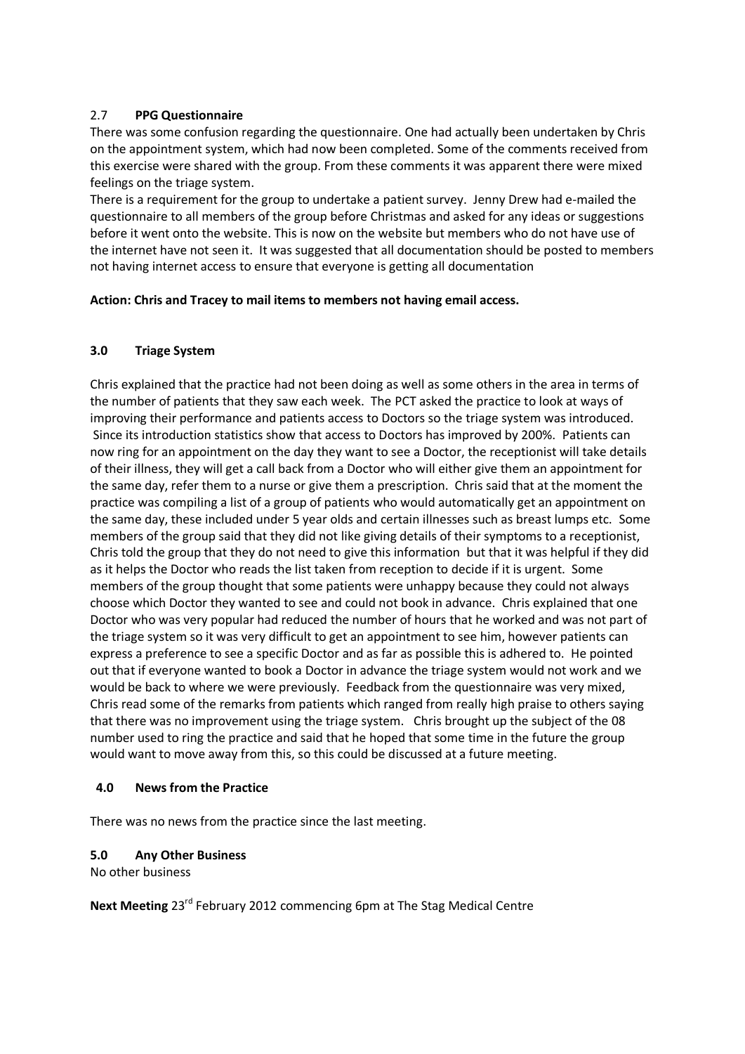## 2.7 **PPG Questionnaire**

There was some confusion regarding the questionnaire. One had actually been undertaken by Chris on the appointment system, which had now been completed. Some of the comments received from this exercise were shared with the group. From these comments it was apparent there were mixed feelings on the triage system.

There is a requirement for the group to undertake a patient survey. Jenny Drew had e-mailed the questionnaire to all members of the group before Christmas and asked for any ideas or suggestions before it went onto the website. This is now on the website but members who do not have use of the internet have not seen it. It was suggested that all documentation should be posted to members not having internet access to ensure that everyone is getting all documentation

**Action: Chris and Tracey to mail items to members not having email access.**

## **3.0 Triage System**

Chris explained that the practice had not been doing as well as some others in the area in terms of the number of patients that they saw each week. The PCT asked the practice to look at ways of improving their performance and patients access to Doctors so the triage system was introduced. Since its introduction statistics show that access to Doctors has improved by 200%. Patients can now ring for an appointment on the day they want to see a Doctor, the receptionist will take details of their illness, they will get a call back from a Doctor who will either give them an appointment for the same day, refer them to a nurse or give them a prescription. Chris said that at the moment the practice was compiling a list of a group of patients who would automatically get an appointment on the same day, these included under 5 year olds and certain illnesses such as breast lumps etc. Some members of the group said that they did not like giving details of their symptoms to a receptionist, Chris told the group that they do not need to give this information but that it was helpful if they did as it helps the Doctor who reads the list taken from reception to decide if it is urgent. Some members of the group thought that some patients were unhappy because they could not always choose which Doctor they wanted to see and could not book in advance. Chris explained that one Doctor who was very popular had reduced the number of hours that he worked and was not part of the triage system so it was very difficult to get an appointment to see him, however patients can express a preference to see a specific Doctor and as far as possible this is adhered to. He pointed out that if everyone wanted to book a Doctor in advance the triage system would not work and we would be back to where we were previously. Feedback from the questionnaire was very mixed, Chris read some of the remarks from patients which ranged from really high praise to others saying that there was no improvement using the triage system. Chris brought up the subject of the 08 number used to ring the practice and said that he hoped that some time in the future the group would want to move away from this, so this could be discussed at a future meeting.

## **4.0 News from the Practice**

There was no news from the practice since the last meeting.

## **5.0 Any Other Business**

No other business

**Next Meeting** 23rd February 2012 commencing 6pm at The Stag Medical Centre